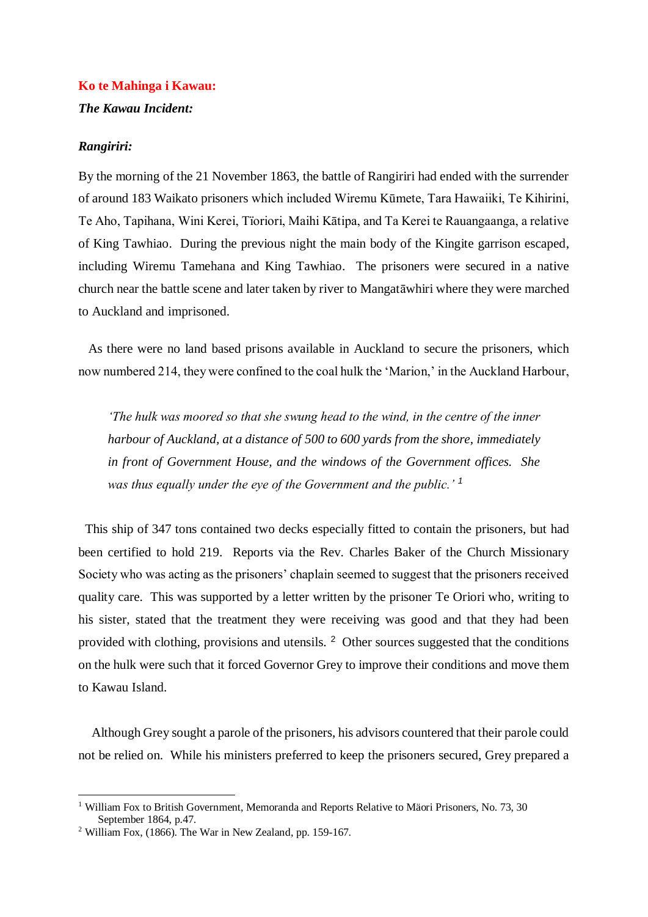**Ko te Mahinga i Kawau:**

***The Kawau Incident:***

***Rangiriri:***

By the morning of the 21 November 1863, the battle of Rangiriri had ended with the surrender of around 183 Waikato prisoners which included Wiremu Kūmete, Tara Hawaiiki, Te Kihirini, Te Aho, Tapihana, Wini Kerei, Tïoriori, Maihi Kātipa, and Ta Kerei te Rauangaanga, a relative of King Tawhiao. During the previous night the main body of the Kingite garrison escaped, including Wiremu Tamehana and King Tawhiao. The prisoners were secured in a native church near the battle scene and later taken by river to Mangatāwhiri where they were marched to Auckland and imprisoned.

As there were no land based prisons available in Auckland to secure the prisoners, which now numbered 214, they were confined to the coal hulk the 'Marion,' in the Auckland Harbour,

> *'The hulk was moored so that she swung head to the wind, in the centre of the inner harbour of Auckland, at a distance of 500 to 600 yards from the shore, immediately in front of Government House, and the windows of the Government offices. She was thus equally under the eye of the Government and the public.'* [1]

This ship of 347 tons contained two decks especially fitted to contain the prisoners, but had been certified to hold 219. Reports via the Rev. Charles Baker of the Church Missionary Society who was acting as the prisoners' chaplain seemed to suggest that the prisoners received quality care. This was supported by a letter written by the prisoner Te Oriori who, writing to his sister, stated that the treatment they were receiving was good and that they had been provided with clothing, provisions and utensils. [2] Other sources suggested that the conditions on the hulk were such that it forced Governor Grey to improve their conditions and move them to Kawau Island.

Although Grey sought a parole of the prisoners, his advisors countered that their parole could not be relied on. While his ministers preferred to keep the prisoners secured, Grey prepared a

---

[1] William Fox to British Government, Memoranda and Reports Relative to Mäori Prisoners, No. 73, 30 September 1864, p.47.

[2] William Fox, (1866). The War in New Zealand, pp. 159-167.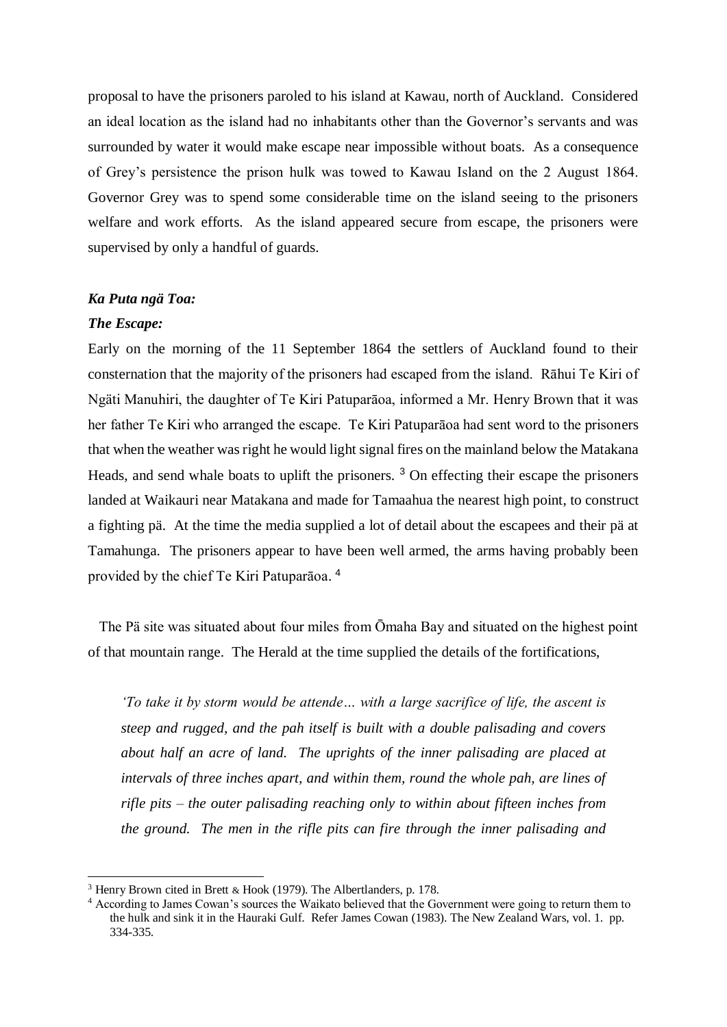proposal to have the prisoners paroled to his island at Kawau, north of Auckland. Considered an ideal location as the island had no inhabitants other than the Governor's servants and was surrounded by water it would make escape near impossible without boats. As a consequence of Grey's persistence the prison hulk was towed to Kawau Island on the 2 August 1864. Governor Grey was to spend some considerable time on the island seeing to the prisoners welfare and work efforts. As the island appeared secure from escape, the prisoners were supervised by only a handful of guards.

***Ka Puta ngä Toa:***

***The Escape:***

Early on the morning of the 11 September 1864 the settlers of Auckland found to their consternation that the majority of the prisoners had escaped from the island. Rāhui Te Kiri of Ngäti Manuhiri, the daughter of Te Kiri Patuparāoa, informed a Mr. Henry Brown that it was her father Te Kiri who arranged the escape. Te Kiri Patuparāoa had sent word to the prisoners that when the weather was right he would light signal fires on the mainland below the Matakana Heads, and send whale boats to uplift the prisoners. [3] On effecting their escape the prisoners landed at Waikauri near Matakana and made for Tamaahua the nearest high point, to construct a fighting pä. At the time the media supplied a lot of detail about the escapees and their pä at Tamahunga. The prisoners appear to have been well armed, the arms having probably been provided by the chief Te Kiri Patuparāoa. [4]

The Pä site was situated about four miles from Ōmaha Bay and situated on the highest point of that mountain range. The Herald at the time supplied the details of the fortifications,

> *'To take it by storm would be attende… with a large sacrifice of life, the ascent is steep and rugged, and the pah itself is built with a double palisading and covers about half an acre of land. The uprights of the inner palisading are placed at intervals of three inches apart, and within them, round the whole pah, are lines of rifle pits – the outer palisading reaching only to within about fifteen inches from the ground. The men in the rifle pits can fire through the inner palisading and*

---

[3] Henry Brown cited in Brett & Hook (1979). The Albertlanders, p. 178.

[4] According to James Cowan's sources the Waikato believed that the Government were going to return them to the hulk and sink it in the Hauraki Gulf. Refer James Cowan (1983). The New Zealand Wars, vol. 1. pp. 334-335.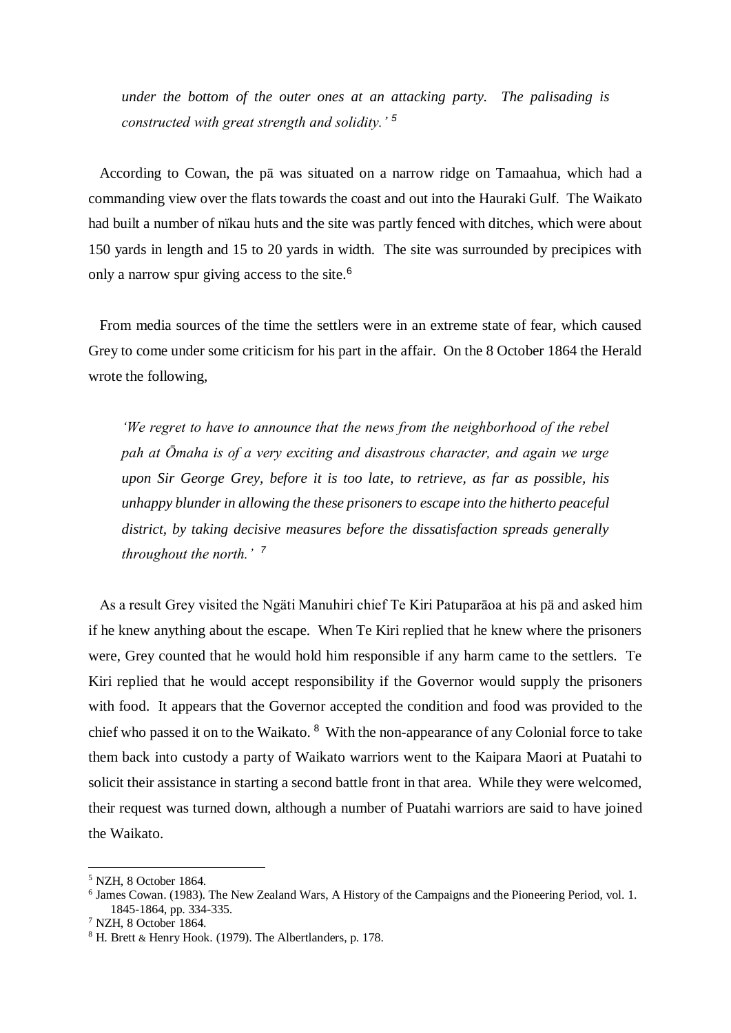*under the bottom of the outer ones at an attacking party. The palisading is constructed with great strength and solidity.'* [5]

According to Cowan, the pā was situated on a narrow ridge on Tamaahua, which had a commanding view over the flats towards the coast and out into the Hauraki Gulf. The Waikato had built a number of nïkau huts and the site was partly fenced with ditches, which were about 150 yards in length and 15 to 20 yards in width. The site was surrounded by precipices with only a narrow spur giving access to the site.[6]

From media sources of the time the settlers were in an extreme state of fear, which caused Grey to come under some criticism for his part in the affair. On the 8 October 1864 the Herald wrote the following,

> *'We regret to have to announce that the news from the neighborhood of the rebel pah at Ōmaha is of a very exciting and disastrous character, and again we urge upon Sir George Grey, before it is too late, to retrieve, as far as possible, his unhappy blunder in allowing the these prisoners to escape into the hitherto peaceful district, by taking decisive measures before the dissatisfaction spreads generally throughout the north.'* [7]

As a result Grey visited the Ngäti Manuhiri chief Te Kiri Patuparāoa at his pä and asked him if he knew anything about the escape. When Te Kiri replied that he knew where the prisoners were, Grey counted that he would hold him responsible if any harm came to the settlers. Te Kiri replied that he would accept responsibility if the Governor would supply the prisoners with food. It appears that the Governor accepted the condition and food was provided to the chief who passed it on to the Waikato. [8] With the non-appearance of any Colonial force to take them back into custody a party of Waikato warriors went to the Kaipara Maori at Puatahi to solicit their assistance in starting a second battle front in that area. While they were welcomed, their request was turned down, although a number of Puatahi warriors are said to have joined the Waikato.

---

[5] NZH, 8 October 1864.

[6] James Cowan. (1983). The New Zealand Wars, A History of the Campaigns and the Pioneering Period, vol. 1. 1845-1864, pp. 334-335.

[7] NZH, 8 October 1864.

[8] H. Brett & Henry Hook. (1979). The Albertlanders, p. 178.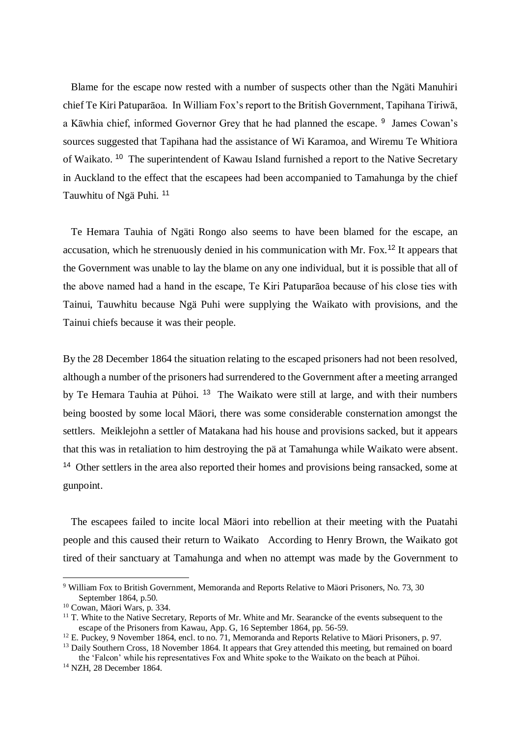Blame for the escape now rested with a number of suspects other than the Ngäti Manuhiri chief Te Kiri Patuparāoa. In William Fox's report to the British Government, Tapihana Tiriwā, a Kāwhia chief, informed Governor Grey that he had planned the escape. [9] James Cowan's sources suggested that Tapihana had the assistance of Wi Karamoa, and Wiremu Te Whitiora of Waikato. [10] The superintendent of Kawau Island furnished a report to the Native Secretary in Auckland to the effect that the escapees had been accompanied to Tamahunga by the chief Tauwhitu of Ngä Puhi. [11]

Te Hemara Tauhia of Ngäti Rongo also seems to have been blamed for the escape, an accusation, which he strenuously denied in his communication with Mr. Fox.[12] It appears that the Government was unable to lay the blame on any one individual, but it is possible that all of the above named had a hand in the escape, Te Kiri Patuparāoa because of his close ties with Tainui, Tauwhitu because Ngä Puhi were supplying the Waikato with provisions, and the Tainui chiefs because it was their people.

By the 28 December 1864 the situation relating to the escaped prisoners had not been resolved, although a number of the prisoners had surrendered to the Government after a meeting arranged by Te Hemara Tauhia at Pühoi. [13] The Waikato were still at large, and with their numbers being boosted by some local Mäori, there was some considerable consternation amongst the settlers. Meiklejohn a settler of Matakana had his house and provisions sacked, but it appears that this was in retaliation to him destroying the pä at Tamahunga while Waikato were absent. [14] Other settlers in the area also reported their homes and provisions being ransacked, some at gunpoint.

The escapees failed to incite local Mäori into rebellion at their meeting with the Puatahi people and this caused their return to Waikato According to Henry Brown, the Waikato got tired of their sanctuary at Tamahunga and when no attempt was made by the Government to

---

[9] William Fox to British Government, Memoranda and Reports Relative to Mäori Prisoners, No. 73, 30 September 1864, p.50.

[10] Cowan, Mäori Wars, p. 334.

[11] T. White to the Native Secretary, Reports of Mr. White and Mr. Searancke of the events subsequent to the escape of the Prisoners from Kawau, App. G, 16 September 1864, pp. 56-59.

[12] E. Puckey, 9 November 1864, encl. to no. 71, Memoranda and Reports Relative to Mäori Prisoners, p. 97.

[13] Daily Southern Cross, 18 November 1864. It appears that Grey attended this meeting, but remained on board the 'Falcon' while his representatives Fox and White spoke to the Waikato on the beach at Pühoi.

[14] NZH, 28 December 1864.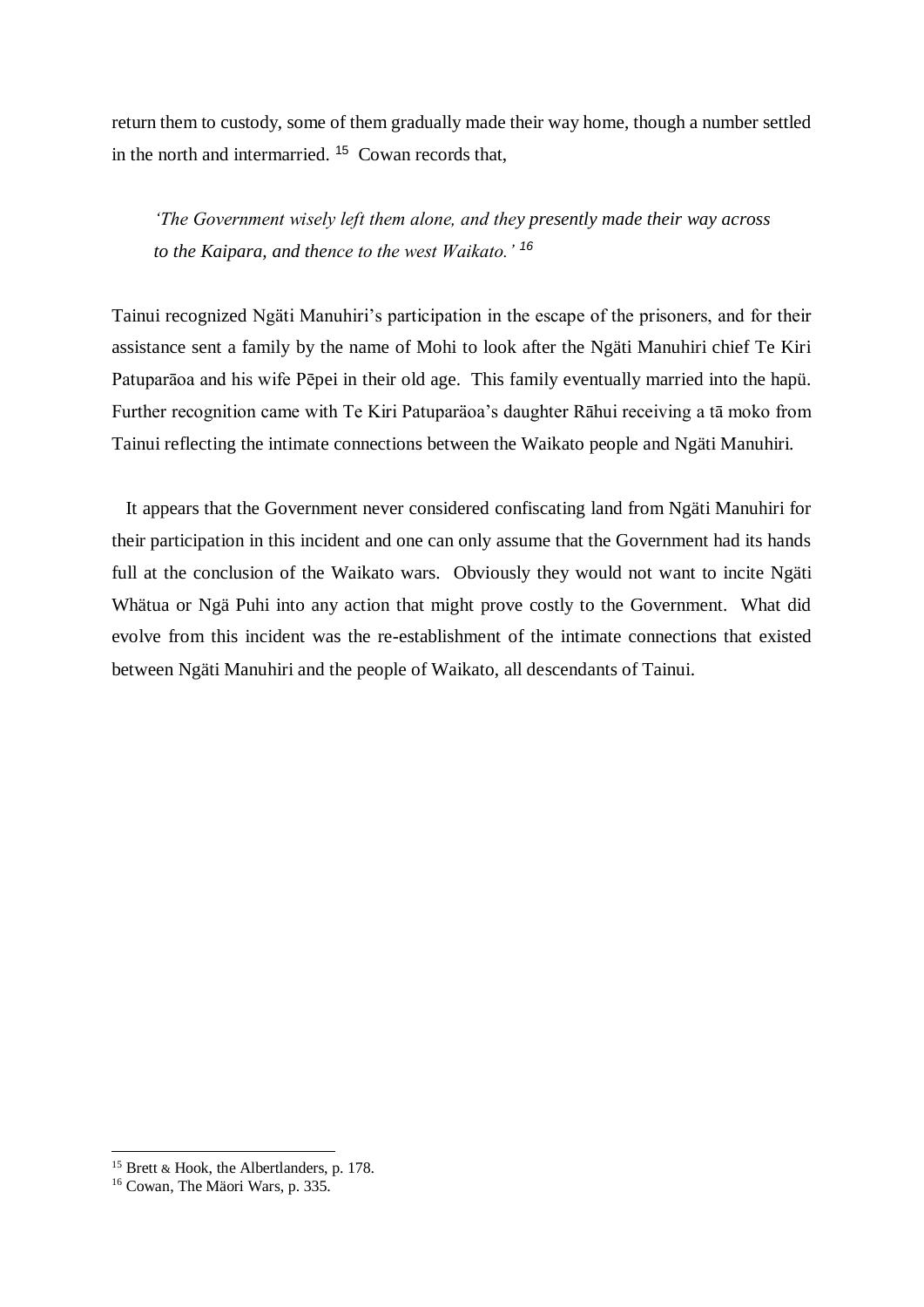return them to custody, some of them gradually made their way home, though a number settled in the north and intermarried. [15] Cowan records that,

> *'The Government wisely left them alone, and they presently made their way across to the Kaipara, and thence to the west Waikato.'* [16]

Tainui recognized Ngäti Manuhiri's participation in the escape of the prisoners, and for their assistance sent a family by the name of Mohi to look after the Ngäti Manuhiri chief Te Kiri Patuparāoa and his wife Pēpei in their old age. This family eventually married into the hapü. Further recognition came with Te Kiri Patuparäoa's daughter Rāhui receiving a tā moko from Tainui reflecting the intimate connections between the Waikato people and Ngäti Manuhiri.

It appears that the Government never considered confiscating land from Ngäti Manuhiri for their participation in this incident and one can only assume that the Government had its hands full at the conclusion of the Waikato wars. Obviously they would not want to incite Ngäti Whätua or Ngä Puhi into any action that might prove costly to the Government. What did evolve from this incident was the re-establishment of the intimate connections that existed between Ngäti Manuhiri and the people of Waikato, all descendants of Tainui.

---

[15] Brett & Hook, the Albertlanders, p. 178.
[16] Cowan, The Mäori Wars, p. 335.